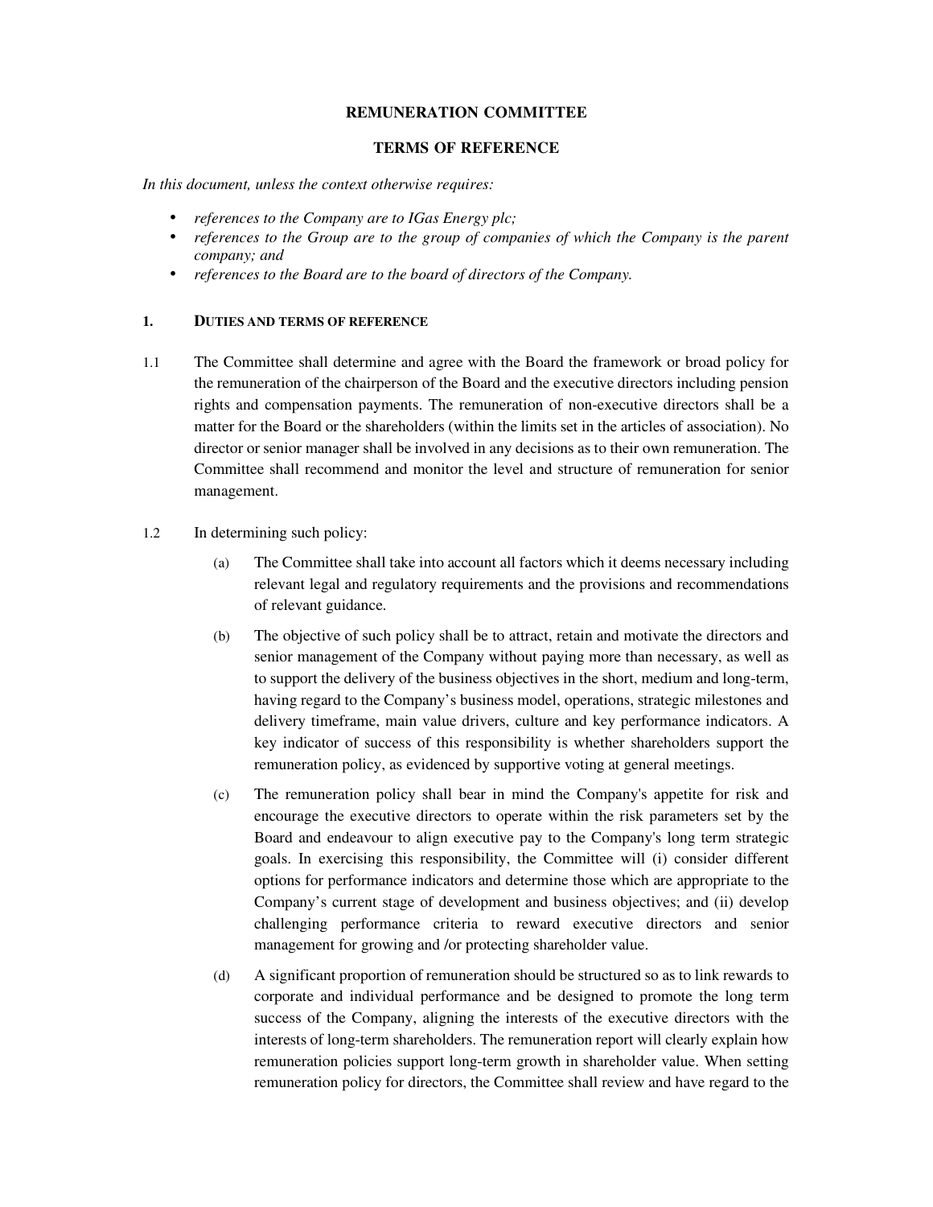# REMUNERATION COMMITTEE

# TERMS OF REFERENCE

*In this document, unless the context otherwise requires:*

- *references to the Company are to IGas Energy plc;*
- *references to the Group are to the group of companies of which the Company is the parent company; and*
- *references to the Board are to the board of directors of the Company.*

## 1. DUTIES AND TERMS OF REFERENCE

1.1 The Committee shall determine and agree with the Board the framework or broad policy for the remuneration of the chairperson of the Board and the executive directors including pension rights and compensation payments. The remuneration of non-executive directors shall be a matter for the Board or the shareholders (within the limits set in the articles of association). No director or senior manager shall be involved in any decisions as to their own remuneration. The Committee shall recommend and monitor the level and structure of remuneration for senior management.

1.2 In determining such policy:

(a) The Committee shall take into account all factors which it deems necessary including relevant legal and regulatory requirements and the provisions and recommendations of relevant guidance.

(b) The objective of such policy shall be to attract, retain and motivate the directors and senior management of the Company without paying more than necessary, as well as to support the delivery of the business objectives in the short, medium and long-term, having regard to the Company's business model, operations, strategic milestones and delivery timeframe, main value drivers, culture and key performance indicators. A key indicator of success of this responsibility is whether shareholders support the remuneration policy, as evidenced by supportive voting at general meetings.

(c) The remuneration policy shall bear in mind the Company's appetite for risk and encourage the executive directors to operate within the risk parameters set by the Board and endeavour to align executive pay to the Company's long term strategic goals. In exercising this responsibility, the Committee will (i) consider different options for performance indicators and determine those which are appropriate to the Company's current stage of development and business objectives; and (ii) develop challenging performance criteria to reward executive directors and senior management for growing and /or protecting shareholder value.

(d) A significant proportion of remuneration should be structured so as to link rewards to corporate and individual performance and be designed to promote the long term success of the Company, aligning the interests of the executive directors with the interests of long-term shareholders. The remuneration report will clearly explain how remuneration policies support long-term growth in shareholder value. When setting remuneration policy for directors, the Committee shall review and have regard to the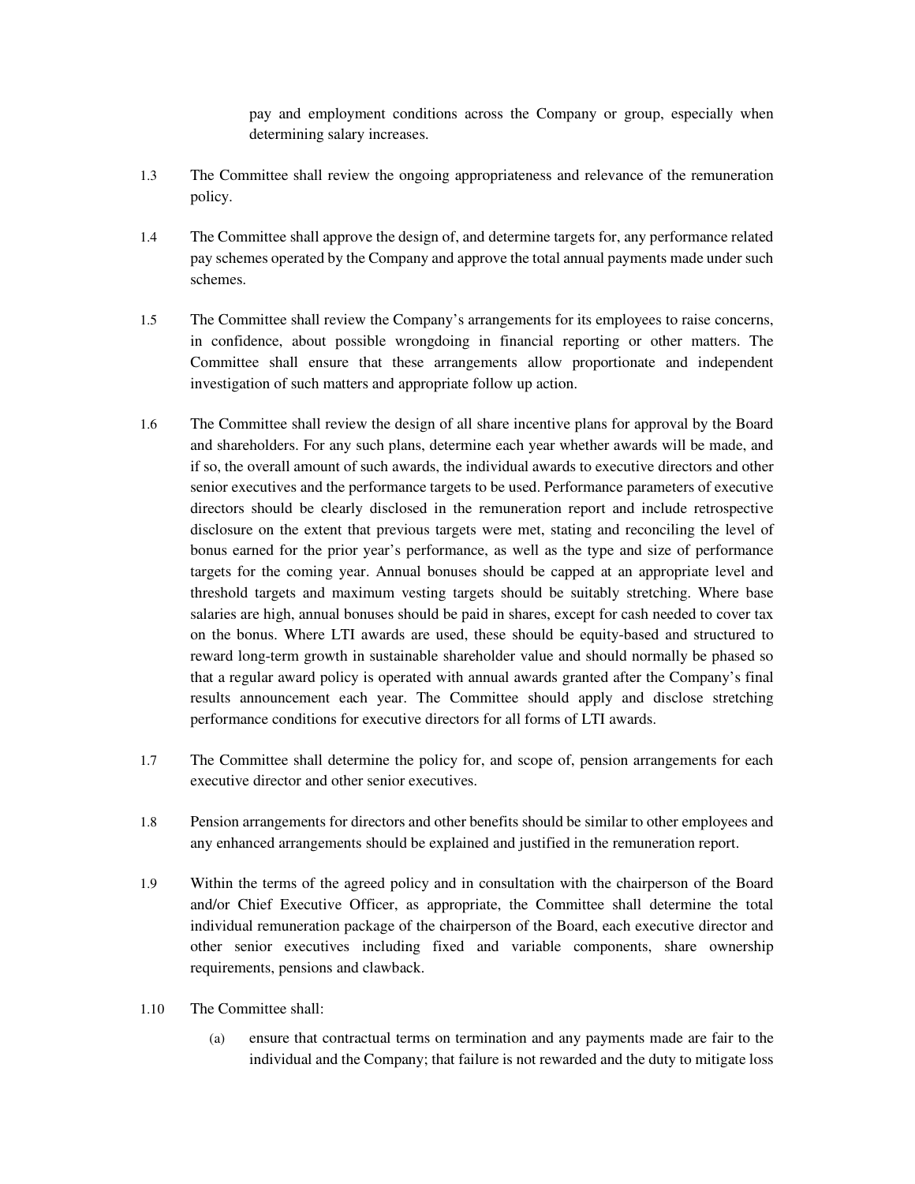pay and employment conditions across the Company or group, especially when determining salary increases.

1.3 The Committee shall review the ongoing appropriateness and relevance of the remuneration policy.

1.4 The Committee shall approve the design of, and determine targets for, any performance related pay schemes operated by the Company and approve the total annual payments made under such schemes.

1.5 The Committee shall review the Company's arrangements for its employees to raise concerns, in confidence, about possible wrongdoing in financial reporting or other matters. The Committee shall ensure that these arrangements allow proportionate and independent investigation of such matters and appropriate follow up action.

1.6 The Committee shall review the design of all share incentive plans for approval by the Board and shareholders. For any such plans, determine each year whether awards will be made, and if so, the overall amount of such awards, the individual awards to executive directors and other senior executives and the performance targets to be used. Performance parameters of executive directors should be clearly disclosed in the remuneration report and include retrospective disclosure on the extent that previous targets were met, stating and reconciling the level of bonus earned for the prior year's performance, as well as the type and size of performance targets for the coming year. Annual bonuses should be capped at an appropriate level and threshold targets and maximum vesting targets should be suitably stretching. Where base salaries are high, annual bonuses should be paid in shares, except for cash needed to cover tax on the bonus. Where LTI awards are used, these should be equity-based and structured to reward long-term growth in sustainable shareholder value and should normally be phased so that a regular award policy is operated with annual awards granted after the Company's final results announcement each year. The Committee should apply and disclose stretching performance conditions for executive directors for all forms of LTI awards.

1.7 The Committee shall determine the policy for, and scope of, pension arrangements for each executive director and other senior executives.

1.8 Pension arrangements for directors and other benefits should be similar to other employees and any enhanced arrangements should be explained and justified in the remuneration report.

1.9 Within the terms of the agreed policy and in consultation with the chairperson of the Board and/or Chief Executive Officer, as appropriate, the Committee shall determine the total individual remuneration package of the chairperson of the Board, each executive director and other senior executives including fixed and variable components, share ownership requirements, pensions and clawback.

1.10 The Committee shall:

(a) ensure that contractual terms on termination and any payments made are fair to the individual and the Company; that failure is not rewarded and the duty to mitigate loss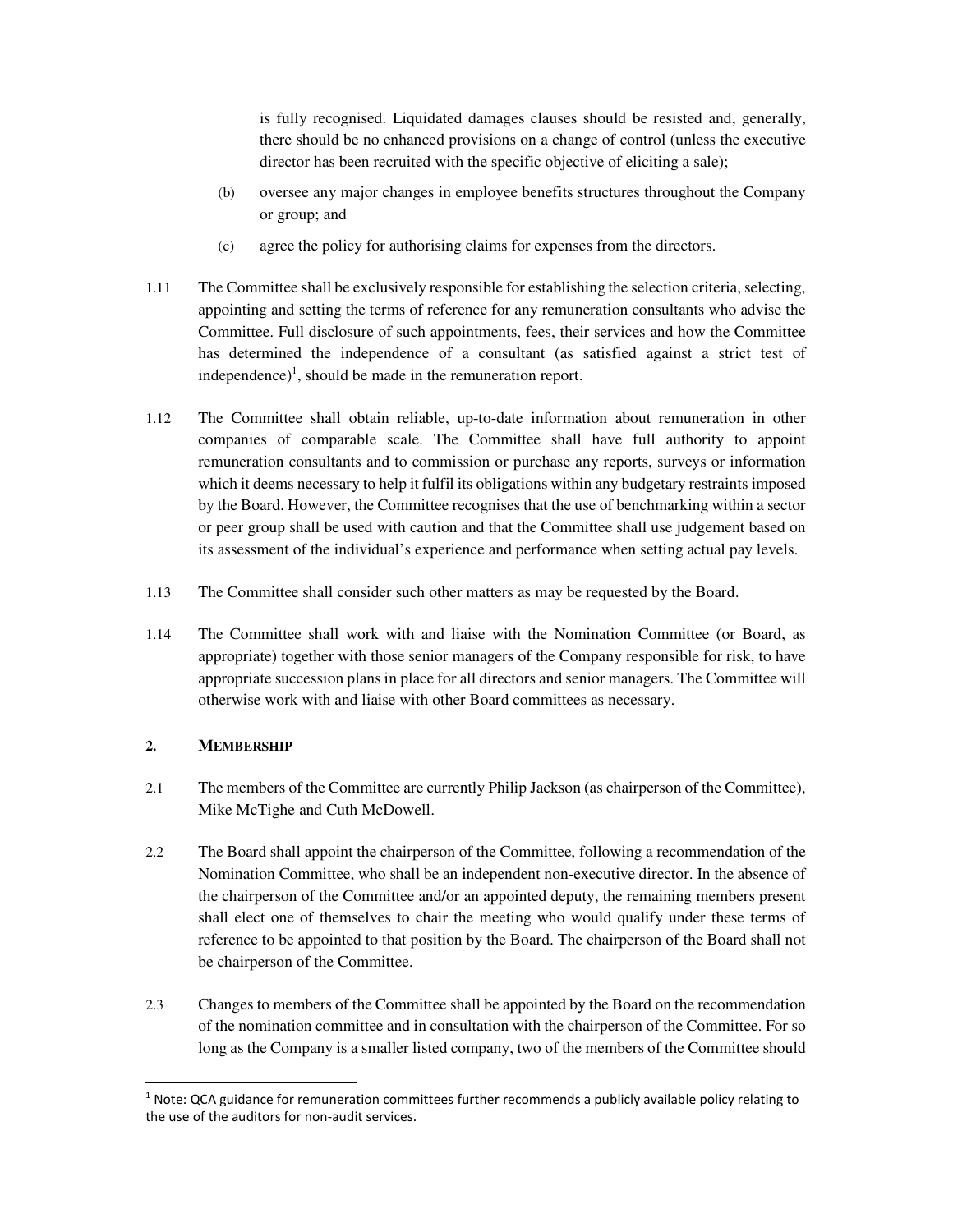is fully recognised. Liquidated damages clauses should be resisted and, generally, there should be no enhanced provisions on a change of control (unless the executive director has been recruited with the specific objective of eliciting a sale);

(b) oversee any major changes in employee benefits structures throughout the Company or group; and

(c) agree the policy for authorising claims for expenses from the directors.

1.11 The Committee shall be exclusively responsible for establishing the selection criteria, selecting, appointing and setting the terms of reference for any remuneration consultants who advise the Committee. Full disclosure of such appointments, fees, their services and how the Committee has determined the independence of a consultant (as satisfied against a strict test of independence)[1], should be made in the remuneration report.

1.12 The Committee shall obtain reliable, up-to-date information about remuneration in other companies of comparable scale. The Committee shall have full authority to appoint remuneration consultants and to commission or purchase any reports, surveys or information which it deems necessary to help it fulfil its obligations within any budgetary restraints imposed by the Board. However, the Committee recognises that the use of benchmarking within a sector or peer group shall be used with caution and that the Committee shall use judgement based on its assessment of the individual's experience and performance when setting actual pay levels.

1.13 The Committee shall consider such other matters as may be requested by the Board.

1.14 The Committee shall work with and liaise with the Nomination Committee (or Board, as appropriate) together with those senior managers of the Company responsible for risk, to have appropriate succession plans in place for all directors and senior managers. The Committee will otherwise work with and liaise with other Board committees as necessary.

## 2. MEMBERSHIP

2.1 The members of the Committee are currently Philip Jackson (as chairperson of the Committee), Mike McTighe and Cuth McDowell.

2.2 The Board shall appoint the chairperson of the Committee, following a recommendation of the Nomination Committee, who shall be an independent non-executive director. In the absence of the chairperson of the Committee and/or an appointed deputy, the remaining members present shall elect one of themselves to chair the meeting who would qualify under these terms of reference to be appointed to that position by the Board. The chairperson of the Board shall not be chairperson of the Committee.

2.3 Changes to members of the Committee shall be appointed by the Board on the recommendation of the nomination committee and in consultation with the chairperson of the Committee. For so long as the Company is a smaller listed company, two of the members of the Committee should

[1] Note: QCA guidance for remuneration committees further recommends a publicly available policy relating to the use of the auditors for non-audit services.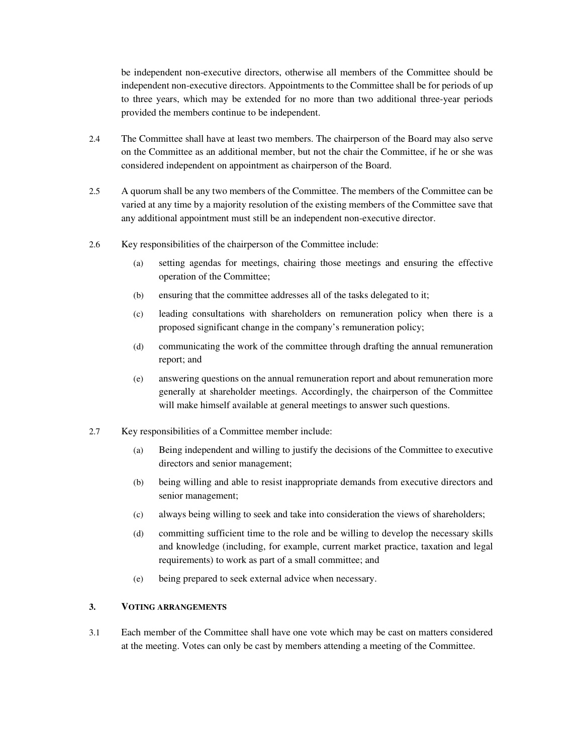be independent non-executive directors, otherwise all members of the Committee should be independent non-executive directors. Appointments to the Committee shall be for periods of up to three years, which may be extended for no more than two additional three-year periods provided the members continue to be independent.

2.4 The Committee shall have at least two members. The chairperson of the Board may also serve on the Committee as an additional member, but not the chair the Committee, if he or she was considered independent on appointment as chairperson of the Board.

2.5 A quorum shall be any two members of the Committee. The members of the Committee can be varied at any time by a majority resolution of the existing members of the Committee save that any additional appointment must still be an independent non-executive director.

2.6 Key responsibilities of the chairperson of the Committee include:

(a) setting agendas for meetings, chairing those meetings and ensuring the effective operation of the Committee;

(b) ensuring that the committee addresses all of the tasks delegated to it;

(c) leading consultations with shareholders on remuneration policy when there is a proposed significant change in the company's remuneration policy;

(d) communicating the work of the committee through drafting the annual remuneration report; and

(e) answering questions on the annual remuneration report and about remuneration more generally at shareholder meetings. Accordingly, the chairperson of the Committee will make himself available at general meetings to answer such questions.

2.7 Key responsibilities of a Committee member include:

(a) Being independent and willing to justify the decisions of the Committee to executive directors and senior management;

(b) being willing and able to resist inappropriate demands from executive directors and senior management;

(c) always being willing to seek and take into consideration the views of shareholders;

(d) committing sufficient time to the role and be willing to develop the necessary skills and knowledge (including, for example, current market practice, taxation and legal requirements) to work as part of a small committee; and

(e) being prepared to seek external advice when necessary.

## 3. VOTING ARRANGEMENTS

3.1 Each member of the Committee shall have one vote which may be cast on matters considered at the meeting. Votes can only be cast by members attending a meeting of the Committee.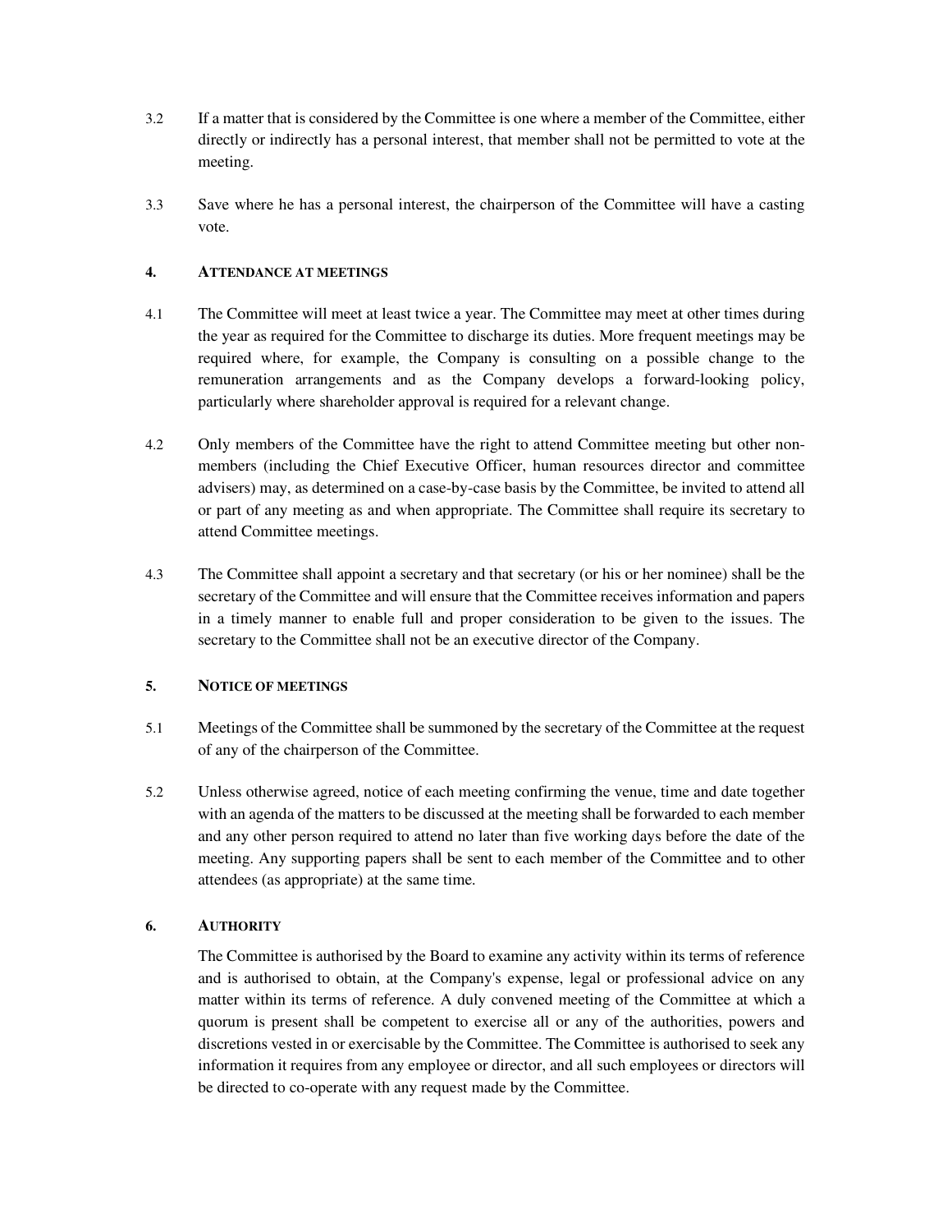3.2 If a matter that is considered by the Committee is one where a member of the Committee, either directly or indirectly has a personal interest, that member shall not be permitted to vote at the meeting.

3.3 Save where he has a personal interest, the chairperson of the Committee will have a casting vote.

## 4. ATTENDANCE AT MEETINGS

4.1 The Committee will meet at least twice a year. The Committee may meet at other times during the year as required for the Committee to discharge its duties. More frequent meetings may be required where, for example, the Company is consulting on a possible change to the remuneration arrangements and as the Company develops a forward-looking policy, particularly where shareholder approval is required for a relevant change.

4.2 Only members of the Committee have the right to attend Committee meeting but other non-members (including the Chief Executive Officer, human resources director and committee advisers) may, as determined on a case-by-case basis by the Committee, be invited to attend all or part of any meeting as and when appropriate. The Committee shall require its secretary to attend Committee meetings.

4.3 The Committee shall appoint a secretary and that secretary (or his or her nominee) shall be the secretary of the Committee and will ensure that the Committee receives information and papers in a timely manner to enable full and proper consideration to be given to the issues. The secretary to the Committee shall not be an executive director of the Company.

## 5. NOTICE OF MEETINGS

5.1 Meetings of the Committee shall be summoned by the secretary of the Committee at the request of any of the chairperson of the Committee.

5.2 Unless otherwise agreed, notice of each meeting confirming the venue, time and date together with an agenda of the matters to be discussed at the meeting shall be forwarded to each member and any other person required to attend no later than five working days before the date of the meeting. Any supporting papers shall be sent to each member of the Committee and to other attendees (as appropriate) at the same time.

## 6. AUTHORITY

The Committee is authorised by the Board to examine any activity within its terms of reference and is authorised to obtain, at the Company's expense, legal or professional advice on any matter within its terms of reference. A duly convened meeting of the Committee at which a quorum is present shall be competent to exercise all or any of the authorities, powers and discretions vested in or exercisable by the Committee. The Committee is authorised to seek any information it requires from any employee or director, and all such employees or directors will be directed to co-operate with any request made by the Committee.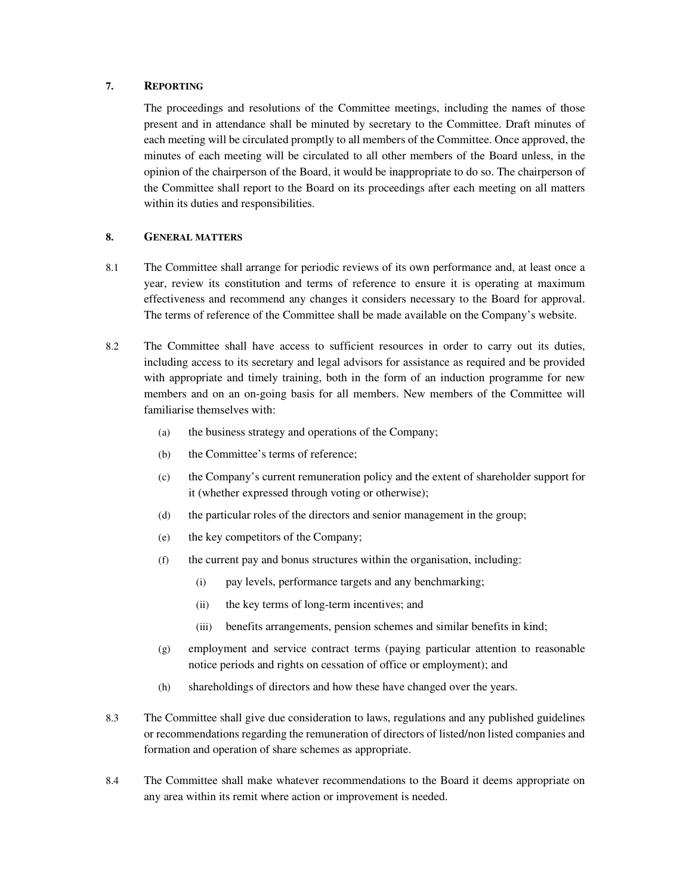## 7. REPORTING

The proceedings and resolutions of the Committee meetings, including the names of those present and in attendance shall be minuted by secretary to the Committee. Draft minutes of each meeting will be circulated promptly to all members of the Committee. Once approved, the minutes of each meeting will be circulated to all other members of the Board unless, in the opinion of the chairperson of the Board, it would be inappropriate to do so. The chairperson of the Committee shall report to the Board on its proceedings after each meeting on all matters within its duties and responsibilities.

## 8. GENERAL MATTERS

8.1 The Committee shall arrange for periodic reviews of its own performance and, at least once a year, review its constitution and terms of reference to ensure it is operating at maximum effectiveness and recommend any changes it considers necessary to the Board for approval. The terms of reference of the Committee shall be made available on the Company's website.

8.2 The Committee shall have access to sufficient resources in order to carry out its duties, including access to its secretary and legal advisors for assistance as required and be provided with appropriate and timely training, both in the form of an induction programme for new members and on an on-going basis for all members. New members of the Committee will familiarise themselves with:

- (a) the business strategy and operations of the Company;
- (b) the Committee's terms of reference;
- (c) the Company's current remuneration policy and the extent of shareholder support for it (whether expressed through voting or otherwise);
- (d) the particular roles of the directors and senior management in the group;
- (e) the key competitors of the Company;
- (f) the current pay and bonus structures within the organisation, including:
  - (i) pay levels, performance targets and any benchmarking;
  - (ii) the key terms of long-term incentives; and
  - (iii) benefits arrangements, pension schemes and similar benefits in kind;
- (g) employment and service contract terms (paying particular attention to reasonable notice periods and rights on cessation of office or employment); and
- (h) shareholdings of directors and how these have changed over the years.

8.3 The Committee shall give due consideration to laws, regulations and any published guidelines or recommendations regarding the remuneration of directors of listed/non listed companies and formation and operation of share schemes as appropriate.

8.4 The Committee shall make whatever recommendations to the Board it deems appropriate on any area within its remit where action or improvement is needed.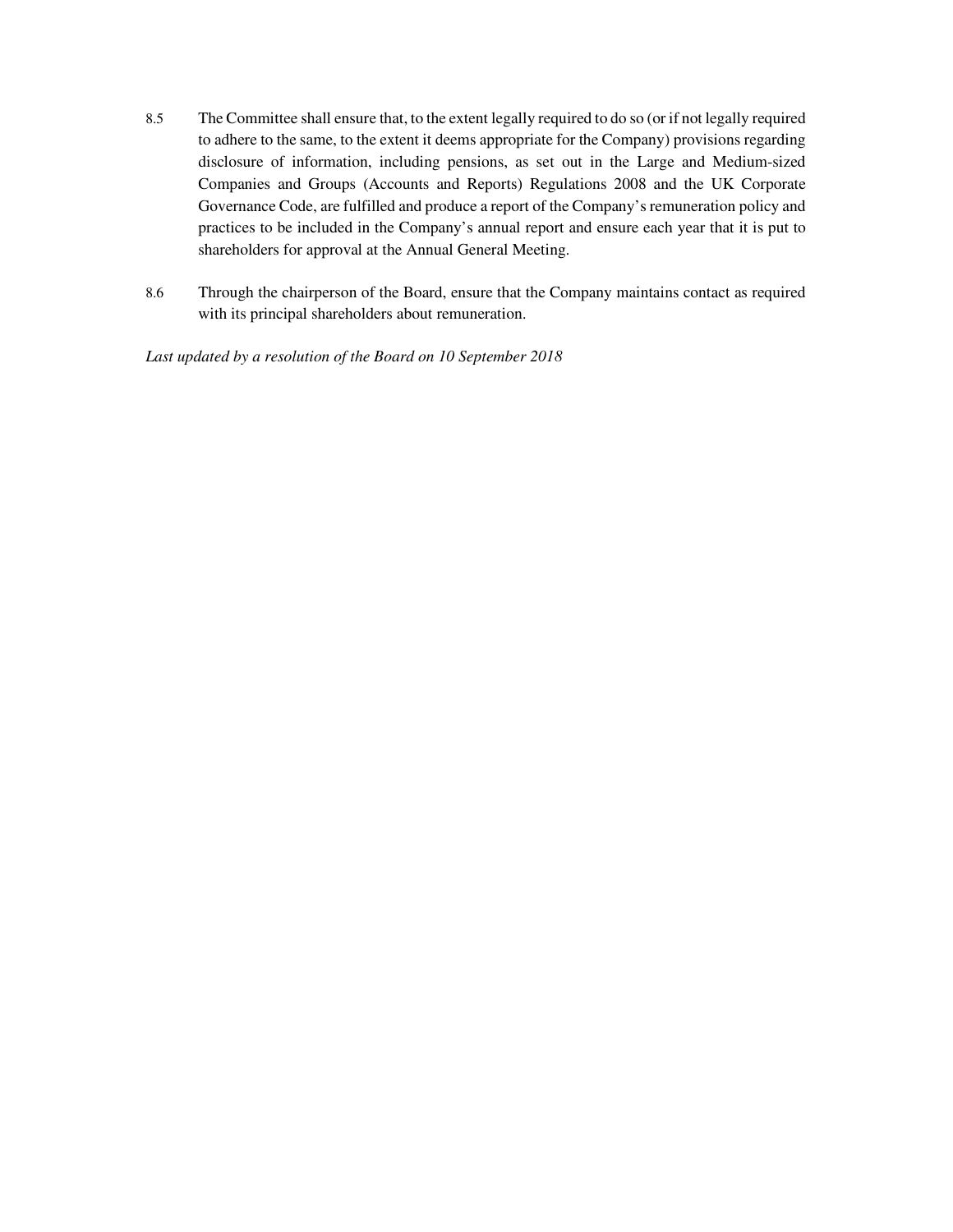8.5 The Committee shall ensure that, to the extent legally required to do so (or if not legally required to adhere to the same, to the extent it deems appropriate for the Company) provisions regarding disclosure of information, including pensions, as set out in the Large and Medium-sized Companies and Groups (Accounts and Reports) Regulations 2008 and the UK Corporate Governance Code, are fulfilled and produce a report of the Company's remuneration policy and practices to be included in the Company's annual report and ensure each year that it is put to shareholders for approval at the Annual General Meeting.

8.6 Through the chairperson of the Board, ensure that the Company maintains contact as required with its principal shareholders about remuneration.

*Last updated by a resolution of the Board on 10 September 2018*